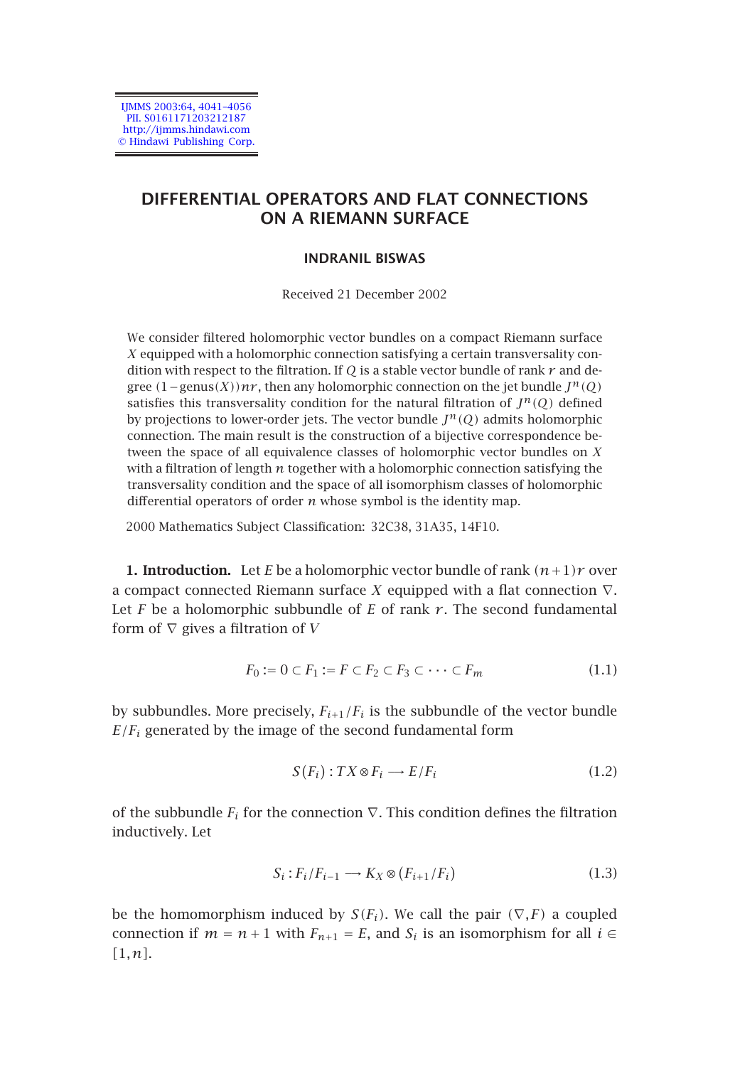# DIFFERENTIAL OPERATORS AND FLAT CONNECTIONS ON A RIEMANN SURFACE

**INDRANIL BISWAS**

Received 21 December 2002

We consider filtered holomorphic vector bundles on a compact Riemann surface $X$ equipped with a holomorphic connection satisfying a certain transversality condition with respect to the filtration. If $Q$ is a stable vector bundle of rank $r$ and degree $(1-\text{genus}(X))nr$, then any holomorphic connection on the jet bundle $J^n(Q)$ satisfies this transversality condition for the natural filtration of $J^n(Q)$ defined by projections to lower-order jets. The vector bundle $J^n(Q)$ admits holomorphic connection. The main result is the construction of a bijective correspondence between the space of all equivalence classes of holomorphic vector bundles on $X$ with a filtration of length $n$ together with a holomorphic connection satisfying the transversality condition and the space of all isomorphism classes of holomorphic differential operators of order $n$ whose symbol is the identity map.

2000 Mathematics Subject Classification: 32C38, 31A35, 14F10.

**1. Introduction.** Let $E$ be a holomorphic vector bundle of rank $(n+1)r$ over a compact connected Riemann surface $X$ equipped with a flat connection $\nabla$. Let $F$ be a holomorphic subbundle of $E$ of rank $r$. The second fundamental form of $\nabla$ gives a filtration of $V$

$$F_0 := 0 \subset F_1 := F \subset F_2 \subset F_3 \subset \cdots \subset F_m \tag{1.1}$$

by subbundles. More precisely, $F_{i+1}/F_i$ is the subbundle of the vector bundle $E/F_i$ generated by the image of the second fundamental form

$$S(F_i) : TX \otimes F_i \longrightarrow E/F_i \tag{1.2}$$

of the subbundle $F_i$ for the connection $\nabla$. This condition defines the filtration inductively. Let

$$S_i : F_i/F_{i-1} \longrightarrow K_X \otimes (F_{i+1}/F_i) \tag{1.3}$$

be the homomorphism induced by $S(F_i)$. We call the pair $(\nabla, F)$ a coupled connection if $m = n+1$ with $F_{n+1} = E$, and $S_i$ is an isomorphism for all $i \in [1,n]$.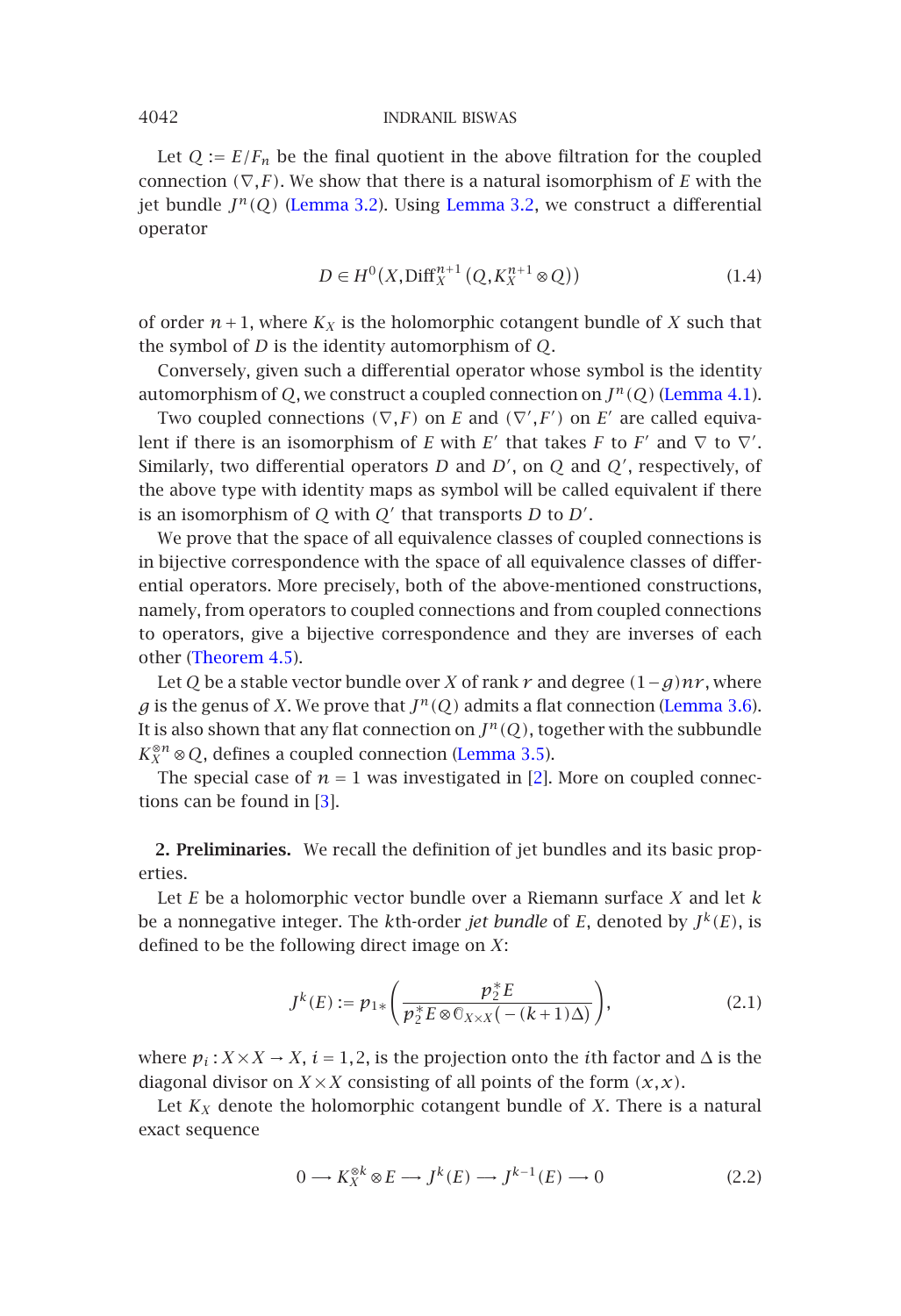Let $Q := E/F_n$ be the final quotient in the above filtration for the coupled connection $(\nabla, F)$. We show that there is a natural isomorphism of $E$ with the jet bundle $J^n(Q)$ (Lemma 3.2). Using Lemma 3.2, we construct a differential operator

$$D \in H^0\left(X, \mathrm{Diff}_X^{n+1}\left(Q, K_X^{n+1} \otimes Q\right)\right) \tag{1.4}$$

of order $n+1$, where $K_X$ is the holomorphic cotangent bundle of $X$ such that the symbol of $D$ is the identity automorphism of $Q$.

Conversely, given such a differential operator whose symbol is the identity automorphism of $Q$, we construct a coupled connection on $J^n(Q)$ (Lemma 4.1).

Two coupled connections $(\nabla, F)$ on $E$ and $(\nabla', F')$ on $E'$ are called equivalent if there is an isomorphism of $E$ with $E'$ that takes $F$ to $F'$ and $\nabla$ to $\nabla'$. Similarly, two differential operators $D$ and $D'$, on $Q$ and $Q'$, respectively, of the above type with identity maps as symbol will be called equivalent if there is an isomorphism of $Q$ with $Q'$ that transports $D$ to $D'$.

We prove that the space of all equivalence classes of coupled connections is in bijective correspondence with the space of all equivalence classes of differential operators. More precisely, both of the above-mentioned constructions, namely, from operators to coupled connections and from coupled connections to operators, give a bijective correspondence and they are inverses of each other (Theorem 4.5).

Let $Q$ be a stable vector bundle over $X$ of rank $r$ and degree $(1-g)nr$, where $g$ is the genus of $X$. We prove that $J^n(Q)$ admits a flat connection (Lemma 3.6). It is also shown that any flat connection on $J^n(Q)$, together with the subbundle $K_X^{\otimes n} \otimes Q$, defines a coupled connection (Lemma 3.5).

The special case of $n = 1$ was investigated in [2]. More on coupled connections can be found in [3].

## 2. Preliminaries.

We recall the definition of jet bundles and its basic properties.

Let $E$ be a holomorphic vector bundle over a Riemann surface $X$ and let $k$ be a nonnegative integer. The $k$th-order *jet bundle* of $E$, denoted by $J^k(E)$, is defined to be the following direct image on $X$:

$$J^k(E) := p_{1*}\left(\frac{p_2^* E}{p_2^* E \otimes \mathbb{O}_{X \times X}(-(k+1)\Delta)}\right), \tag{2.1}$$

where $p_i : X \times X \to X$, $i = 1, 2$, is the projection onto the $i$th factor and $\Delta$ is the diagonal divisor on $X \times X$ consisting of all points of the form $(x, x)$.

Let $K_X$ denote the holomorphic cotangent bundle of $X$. There is a natural exact sequence

$$0 \longrightarrow K_X^{\otimes k} \otimes E \longrightarrow J^k(E) \longrightarrow J^{k-1}(E) \longrightarrow 0 \tag{2.2}$$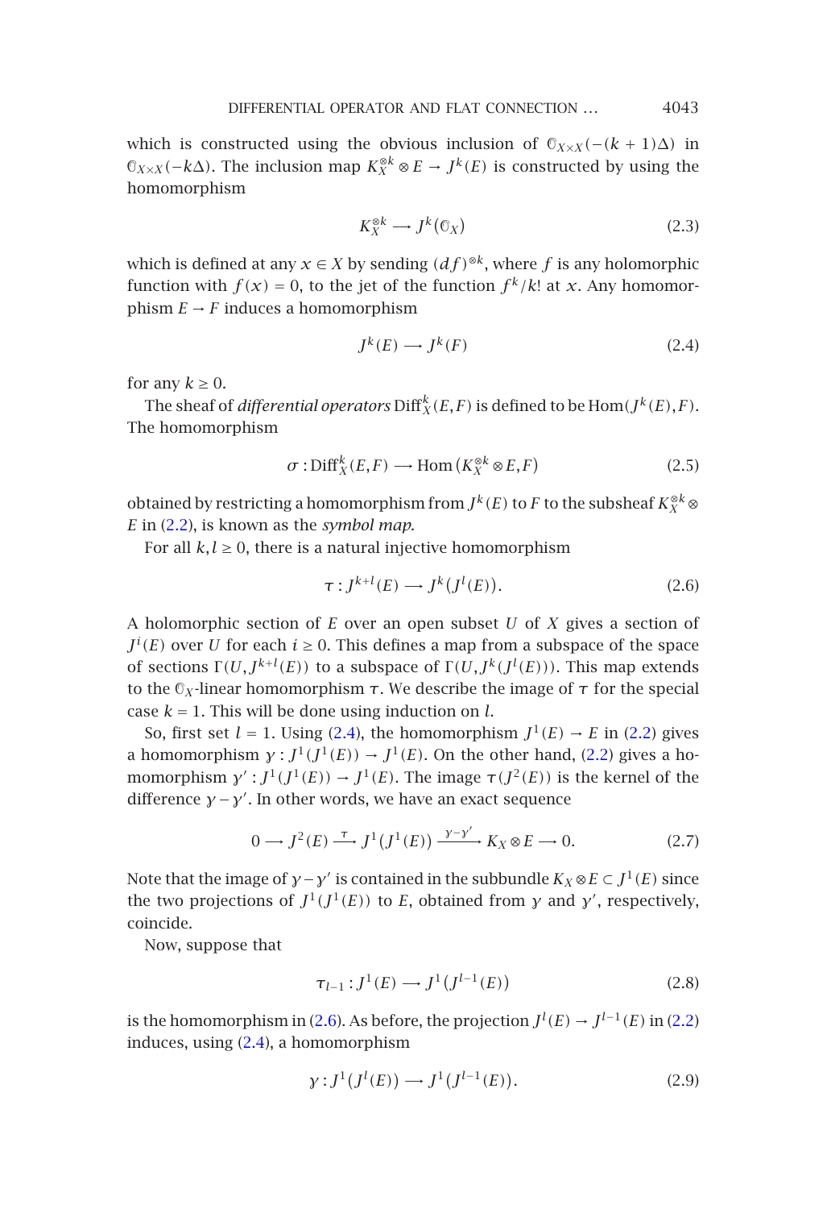which is constructed using the obvious inclusion of $\mathcal{O}_{X\times X}(-(k+1)\Delta)$ in $\mathcal{O}_{X\times X}(-k\Delta)$. The inclusion map $K_X^{\otimes k}\otimes E\to J^k(E)$ is constructed by using the homomorphism

$$K_X^{\otimes k}\longrightarrow J^k(\mathcal{O}_X) \tag{2.3}$$

which is defined at any $x\in X$ by sending $(df)^{\otimes k}$, where $f$ is any holomorphic function with $f(x)=0$, to the jet of the function $f^k/k!$ at $x$. Any homomorphism $E\to F$ induces a homomorphism

$$J^k(E)\longrightarrow J^k(F) \tag{2.4}$$

for any $k\geq 0$.

The sheaf of *differential operators* $\mathrm{Diff}_X^k(E,F)$ is defined to be $\mathrm{Hom}(J^k(E),F)$. The homomorphism

$$\sigma:\mathrm{Diff}_X^k(E,F)\longrightarrow \mathrm{Hom}\left(K_X^{\otimes k}\otimes E,F\right) \tag{2.5}$$

obtained by restricting a homomorphism from $J^k(E)$ to $F$ to the subsheaf $K_X^{\otimes k}\otimes E$ in (2.2), is known as the *symbol map*.

For all $k,l\geq 0$, there is a natural injective homomorphism

$$\tau:J^{k+l}(E)\longrightarrow J^k(J^l(E)). \tag{2.6}$$

A holomorphic section of $E$ over an open subset $U$ of $X$ gives a section of $J^i(E)$ over $U$ for each $i\geq 0$. This defines a map from a subspace of the space of sections $\Gamma(U,J^{k+l}(E))$ to a subspace of $\Gamma(U,J^k(J^l(E)))$. This map extends to the $\mathcal{O}_X$-linear homomorphism $\tau$. We describe the image of $\tau$ for the special case $k=1$. This will be done using induction on $l$.

So, first set $l=1$. Using (2.4), the homomorphism $J^1(E)\to E$ in (2.2) gives a homomorphism $\gamma:J^1(J^1(E))\to J^1(E)$. On the other hand, (2.2) gives a homomorphism $\gamma':J^1(J^1(E))\to J^1(E)$. The image $\tau(J^2(E))$ is the kernel of the difference $\gamma-\gamma'$. In other words, we have an exact sequence

$$0\longrightarrow J^2(E)\xrightarrow{\ \tau\ } J^1\left(J^1(E)\right)\xrightarrow{\ \gamma-\gamma'\ } K_X\otimes E\longrightarrow 0. \tag{2.7}$$

Note that the image of $\gamma-\gamma'$ is contained in the subbundle $K_X\otimes E\subset J^1(E)$ since the two projections of $J^1(J^1(E))$ to $E$, obtained from $\gamma$ and $\gamma'$, respectively, coincide.

Now, suppose that

$$\tau_{l-1}:J^1(E)\longrightarrow J^1\left(J^{l-1}(E)\right) \tag{2.8}$$

is the homomorphism in (2.6). As before, the projection $J^l(E)\to J^{l-1}(E)$ in (2.2) induces, using (2.4), a homomorphism

$$\gamma:J^1\left(J^l(E)\right)\longrightarrow J^1\left(J^{l-1}(E)\right). \tag{2.9}$$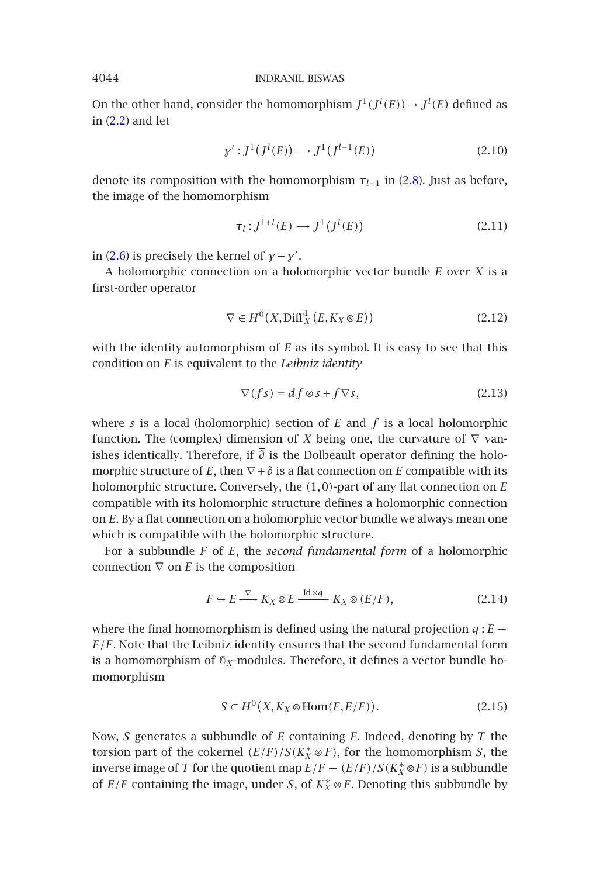On the other hand, consider the homomorphism $J^1(J^l(E)) \to J^l(E)$ defined as in (2.2) and let

$$\gamma' : J^1(J^l(E)) \longrightarrow J^1(J^{l-1}(E)) \tag{2.10}$$

denote its composition with the homomorphism $\tau_{l-1}$ in (2.8). Just as before, the image of the homomorphism

$$\tau_l : J^{1+l}(E) \longrightarrow J^1(J^l(E)) \tag{2.11}$$

in (2.6) is precisely the kernel of $\gamma - \gamma'$.

A holomorphic connection on a holomorphic vector bundle $E$ over $X$ is a first-order operator

$$\nabla \in H^0(X, \mathrm{Diff}^1_X(E, K_X \otimes E)) \tag{2.12}$$

with the identity automorphism of $E$ as its symbol. It is easy to see that this condition on $E$ is equivalent to the *Leibniz identity*

$$\nabla(fs) = df \otimes s + f\nabla s, \tag{2.13}$$

where $s$ is a local (holomorphic) section of $E$ and $f$ is a local holomorphic function. The (complex) dimension of $X$ being one, the curvature of $\nabla$ vanishes identically. Therefore, if $\overline{\partial}$ is the Dolbeault operator defining the holomorphic structure of $E$, then $\nabla + \overline{\partial}$ is a flat connection on $E$ compatible with its holomorphic structure. Conversely, the $(1,0)$-part of any flat connection on $E$ compatible with its holomorphic structure defines a holomorphic connection on $E$. By a flat connection on a holomorphic vector bundle we always mean one which is compatible with the holomorphic structure.

For a subbundle $F$ of $E$, the *second fundamental form* of a holomorphic connection $\nabla$ on $E$ is the composition

$$F \hookrightarrow E \xrightarrow{\nabla} K_X \otimes E \xrightarrow{\mathrm{Id} \times q} K_X \otimes (E/F), \tag{2.14}$$

where the final homomorphism is defined using the natural projection $q : E \to E/F$. Note that the Leibniz identity ensures that the second fundamental form is a homomorphism of $\mathcal{O}_X$-modules. Therefore, it defines a vector bundle homomorphism

$$S \in H^0(X, K_X \otimes \mathrm{Hom}(F, E/F)). \tag{2.15}$$

Now, $S$ generates a subbundle of $E$ containing $F$. Indeed, denoting by $T$ the torsion part of the cokernel $(E/F)/S(K_X^* \otimes F)$, for the homomorphism $S$, the inverse image of $T$ for the quotient map $E/F \to (E/F)/S(K_X^* \otimes F)$ is a subbundle of $E/F$ containing the image, under $S$, of $K_X^* \otimes F$. Denoting this subbundle by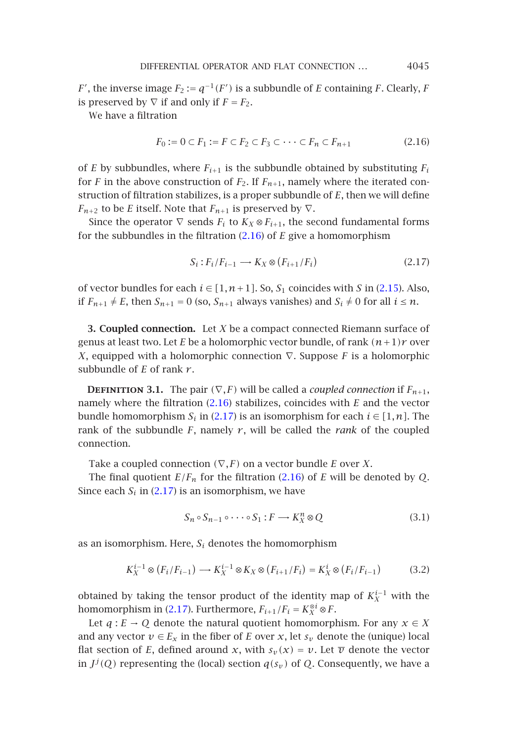$F'$, the inverse image $F_2 := q^{-1}(F')$ is a subbundle of $E$ containing $F$. Clearly, $F$ is preserved by $\nabla$ if and only if $F = F_2$.

We have a filtration

$$F_0 := 0 \subset F_1 := F \subset F_2 \subset F_3 \subset \cdots \subset F_n \subset F_{n+1} \tag{2.16}$$

of $E$ by subbundles, where $F_{i+1}$ is the subbundle obtained by substituting $F_i$ for $F$ in the above construction of $F_2$. If $F_{n+1}$, namely where the iterated construction of filtration stabilizes, is a proper subbundle of $E$, then we will define $F_{n+2}$ to be $E$ itself. Note that $F_{n+1}$ is preserved by $\nabla$.

Since the operator $\nabla$ sends $F_i$ to $K_X \otimes F_{i+1}$, the second fundamental forms for the subbundles in the filtration (2.16) of $E$ give a homomorphism

$$S_i : F_i/F_{i-1} \longrightarrow K_X \otimes (F_{i+1}/F_i) \tag{2.17}$$

of vector bundles for each $i \in [1, n+1]$. So, $S_1$ coincides with $S$ in (2.15). Also, if $F_{n+1} \neq E$, then $S_{n+1} = 0$ (so, $S_{n+1}$ always vanishes) and $S_i \neq 0$ for all $i \leq n$.

## 3. Coupled connection.

Let $X$ be a compact connected Riemann surface of genus at least two. Let $E$ be a holomorphic vector bundle, of rank $(n+1)r$ over $X$, equipped with a holomorphic connection $\nabla$. Suppose $F$ is a holomorphic subbundle of $E$ of rank $r$.

**Definition 3.1.** The pair $(\nabla, F)$ will be called a *coupled connection* if $F_{n+1}$, namely where the filtration (2.16) stabilizes, coincides with $E$ and the vector bundle homomorphism $S_i$ in (2.17) is an isomorphism for each $i \in [1, n]$. The rank of the subbundle $F$, namely $r$, will be called the *rank* of the coupled connection.

Take a coupled connection $(\nabla, F)$ on a vector bundle $E$ over $X$.

The final quotient $E/F_n$ for the filtration (2.16) of $E$ will be denoted by $Q$. Since each $S_i$ in (2.17) is an isomorphism, we have

$$S_n \circ S_{n-1} \circ \cdots \circ S_1 : F \longrightarrow K_X^n \otimes Q \tag{3.1}$$

as an isomorphism. Here, $S_i$ denotes the homomorphism

$$K_X^{i-1} \otimes (F_i/F_{i-1}) \longrightarrow K_X^{i-1} \otimes K_X \otimes (F_{i+1}/F_i) = K_X^i \otimes (F_i/F_{i-1}) \tag{3.2}$$

obtained by taking the tensor product of the identity map of $K_X^{i-1}$ with the homomorphism in (2.17). Furthermore, $F_{i+1}/F_i = K_X^{\otimes i} \otimes F$.

Let $q : E \to Q$ denote the natural quotient homomorphism. For any $x \in X$ and any vector $v \in E_x$ in the fiber of $E$ over $x$, let $s_v$ denote the (unique) local flat section of $E$, defined around $x$, with $s_v(x) = v$. Let $\overline{v}$ denote the vector in $J^j(Q)$ representing the (local) section $q(s_v)$ of $Q$. Consequently, we have a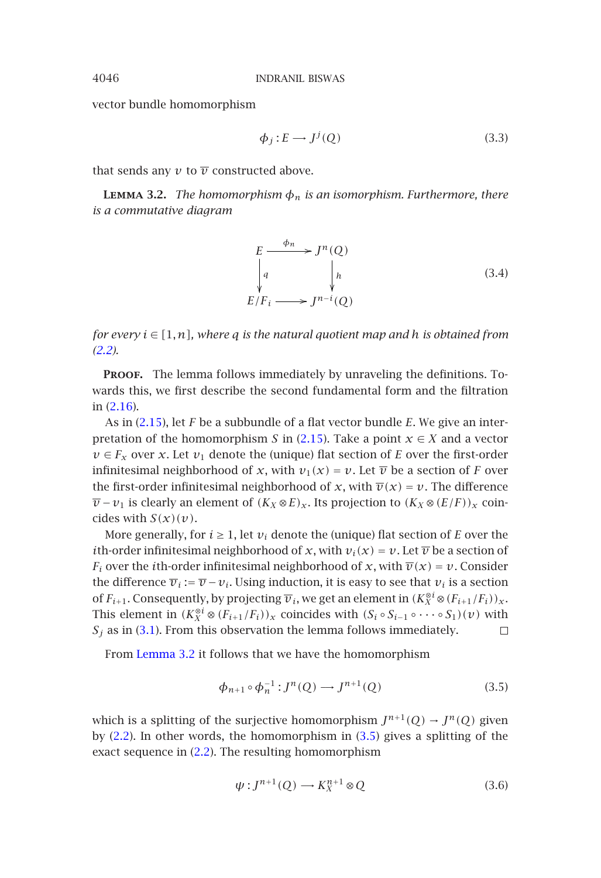vector bundle homomorphism

$$\phi_j : E \longrightarrow J^j(Q) \tag{3.3}$$

that sends any $v$ to $\overline{v}$ constructed above.

**Lemma 3.2.** *The homomorphism $\phi_n$ is an isomorphism. Furthermore, there is a commutative diagram*

$$\begin{array}{ccc} E & \xrightarrow{\phi_n} & J^n(Q) \\ \Big\downarrow{\scriptstyle q} & & \Big\downarrow{\scriptstyle h} \\ E/F_i & \longrightarrow & J^{n-i}(Q) \end{array} \tag{3.4}$$

*for every $i \in [1,n]$, where $q$ is the natural quotient map and $h$ is obtained from (2.2).*

**Proof.** The lemma follows immediately by unraveling the definitions. Towards this, we first describe the second fundamental form and the filtration in (2.16).

As in (2.15), let $F$ be a subbundle of a flat vector bundle $E$. We give an interpretation of the homomorphism $S$ in (2.15). Take a point $x \in X$ and a vector $v \in F_x$ over $x$. Let $v_1$ denote the (unique) flat section of $E$ over the first-order infinitesimal neighborhood of $x$, with $v_1(x) = v$. Let $\overline{v}$ be a section of $F$ over the first-order infinitesimal neighborhood of $x$, with $\overline{v}(x) = v$. The difference $\overline{v} - v_1$ is clearly an element of $(K_X \otimes E)_x$. Its projection to $(K_X \otimes (E/F))_x$ coincides with $S(x)(v)$.

More generally, for $i \geq 1$, let $v_i$ denote the (unique) flat section of $E$ over the $i$th-order infinitesimal neighborhood of $x$, with $v_i(x) = v$. Let $\overline{v}$ be a section of $F_i$ over the $i$th-order infinitesimal neighborhood of $x$, with $\overline{v}(x) = v$. Consider the difference $\overline{v}_i := \overline{v} - v_i$. Using induction, it is easy to see that $v_i$ is a section of $F_{i+1}$. Consequently, by projecting $\overline{v}_i$, we get an element in $(K_X^{\otimes i} \otimes (F_{i+1}/F_i))_x$. This element in $(K_X^{\otimes i} \otimes (F_{i+1}/F_i))_x$ coincides with $(S_i \circ S_{i-1} \circ \cdots \circ S_1)(v)$ with $S_j$ as in (3.1). From this observation the lemma follows immediately. □

From Lemma 3.2 it follows that we have the homomorphism

$$\phi_{n+1} \circ \phi_n^{-1} : J^n(Q) \longrightarrow J^{n+1}(Q) \tag{3.5}$$

which is a splitting of the surjective homomorphism $J^{n+1}(Q) \to J^n(Q)$ given by (2.2). In other words, the homomorphism in (3.5) gives a splitting of the exact sequence in (2.2). The resulting homomorphism

$$\psi : J^{n+1}(Q) \longrightarrow K_X^{n+1} \otimes Q \tag{3.6}$$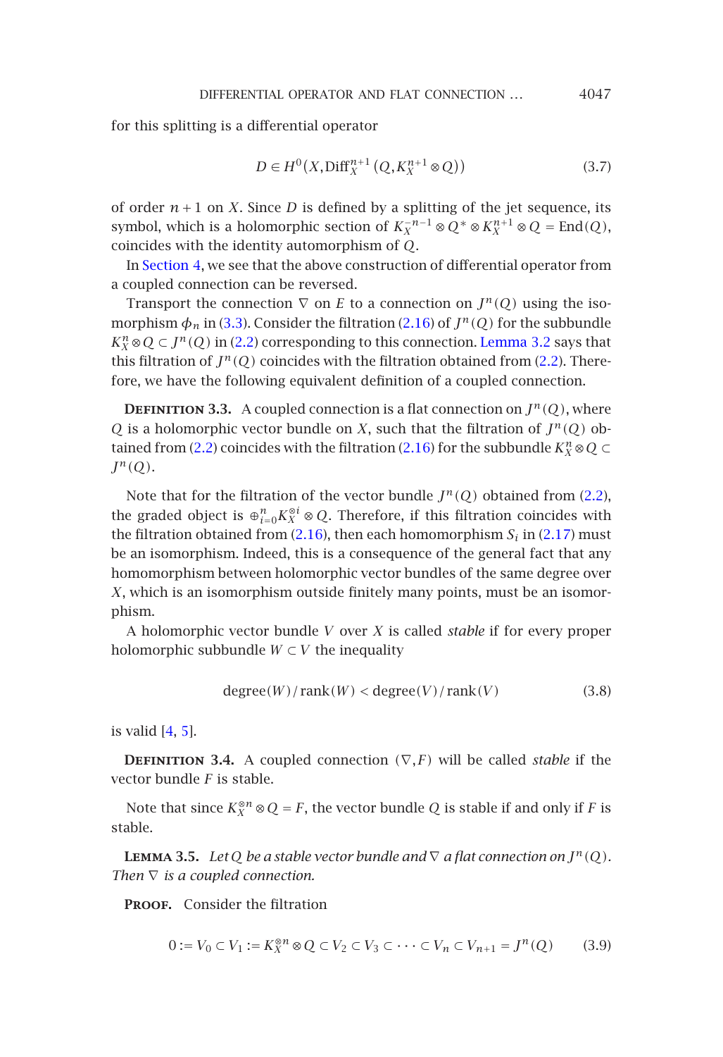for this splitting is a differential operator

$$D \in H^0(X, \mathrm{Diff}_X^{n+1}(Q, K_X^{n+1} \otimes Q)) \tag{3.7}$$

of order $n+1$ on $X$. Since $D$ is defined by a splitting of the jet sequence, its symbol, which is a holomorphic section of $K_X^{-n-1} \otimes Q^* \otimes K_X^{n+1} \otimes Q = \mathrm{End}(Q)$, coincides with the identity automorphism of $Q$.

In Section 4, we see that the above construction of differential operator from a coupled connection can be reversed.

Transport the connection $\nabla$ on $E$ to a connection on $J^n(Q)$ using the isomorphism $\phi_n$ in (3.3). Consider the filtration (2.16) of $J^n(Q)$ for the subbundle $K_X^n \otimes Q \subset J^n(Q)$ in (2.2) corresponding to this connection. Lemma 3.2 says that this filtration of $J^n(Q)$ coincides with the filtration obtained from (2.2). Therefore, we have the following equivalent definition of a coupled connection.

**Definition 3.3.** A coupled connection is a flat connection on $J^n(Q)$, where $Q$ is a holomorphic vector bundle on $X$, such that the filtration of $J^n(Q)$ obtained from (2.2) coincides with the filtration (2.16) for the subbundle $K_X^n \otimes Q \subset J^n(Q)$.

Note that for the filtration of the vector bundle $J^n(Q)$ obtained from (2.2), the graded object is $\oplus_{i=0}^n K_X^{\otimes i} \otimes Q$. Therefore, if this filtration coincides with the filtration obtained from (2.16), then each homomorphism $S_i$ in (2.17) must be an isomorphism. Indeed, this is a consequence of the general fact that any homomorphism between holomorphic vector bundles of the same degree over $X$, which is an isomorphism outside finitely many points, must be an isomorphism.

A holomorphic vector bundle $V$ over $X$ is called *stable* if for every proper holomorphic subbundle $W \subset V$ the inequality

$$\mathrm{degree}(W)/\mathrm{rank}(W) < \mathrm{degree}(V)/\mathrm{rank}(V) \tag{3.8}$$

is valid [4, 5].

**Definition 3.4.** A coupled connection $(\nabla, F)$ will be called *stable* if the vector bundle $F$ is stable.

Note that since $K_X^{\otimes n} \otimes Q = F$, the vector bundle $Q$ is stable if and only if $F$ is stable.

**Lemma 3.5.** *Let $Q$ be a stable vector bundle and $\nabla$ a flat connection on $J^n(Q)$. Then $\nabla$ is a coupled connection.*

**Proof.** Consider the filtration

$$0 := V_0 \subset V_1 := K_X^{\otimes n} \otimes Q \subset V_2 \subset V_3 \subset \cdots \subset V_n \subset V_{n+1} = J^n(Q) \tag{3.9}$$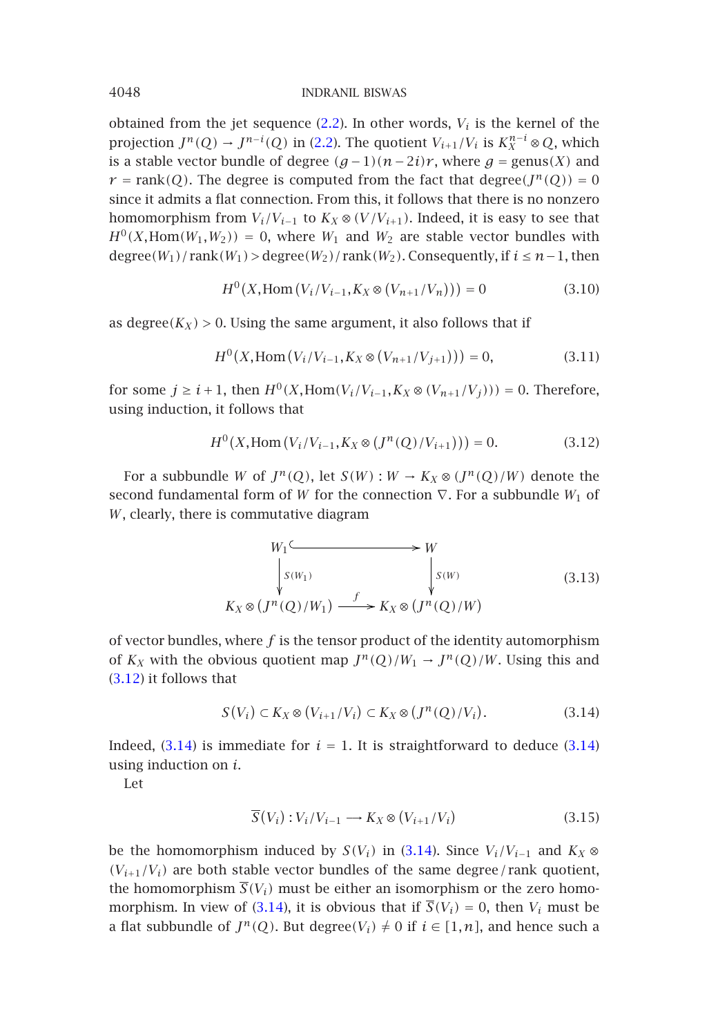obtained from the jet sequence (2.2). In other words, $V_i$ is the kernel of the projection $J^n(Q) \to J^{n-i}(Q)$ in (2.2). The quotient $V_{i+1}/V_i$ is $K_X^{n-i} \otimes Q$, which is a stable vector bundle of degree $(g-1)(n-2i)r$, where $g = \text{genus}(X)$ and $r = \text{rank}(Q)$. The degree is computed from the fact that $\text{degree}(J^n(Q)) = 0$ since it admits a flat connection. From this, it follows that there is no nonzero homomorphism from $V_i/V_{i-1}$ to $K_X \otimes (V/V_{i+1})$. Indeed, it is easy to see that $H^0(X, \text{Hom}(W_1, W_2)) = 0$, where $W_1$ and $W_2$ are stable vector bundles with $\text{degree}(W_1)/\text{rank}(W_1) > \text{degree}(W_2)/\text{rank}(W_2)$. Consequently, if $i \leq n-1$, then

$$H^0(X, \text{Hom}(V_i/V_{i-1}, K_X \otimes (V_{n+1}/V_n))) = 0 \tag{3.10}$$

as $\text{degree}(K_X) > 0$. Using the same argument, it also follows that if

$$H^0(X, \text{Hom}(V_i/V_{i-1}, K_X \otimes (V_{n+1}/V_{j+1}))) = 0, \tag{3.11}$$

for some $j \geq i+1$, then $H^0(X, \text{Hom}(V_i/V_{i-1}, K_X \otimes (V_{n+1}/V_j))) = 0$. Therefore, using induction, it follows that

$$H^0(X, \text{Hom}(V_i/V_{i-1}, K_X \otimes (J^n(Q)/V_{i+1}))) = 0. \tag{3.12}$$

For a subbundle $W$ of $J^n(Q)$, let $S(W) : W \to K_X \otimes (J^n(Q)/W)$ denote the second fundamental form of $W$ for the connection $\nabla$. For a subbundle $W_1$ of $W$, clearly, there is commutative diagram

$$\begin{array}{ccc} W_1 & \hookrightarrow & W \\ \downarrow{\scriptstyle S(W_1)} & & \downarrow{\scriptstyle S(W)} \\ K_X \otimes (J^n(Q)/W_1) & \xrightarrow{f} & K_X \otimes (J^n(Q)/W) \end{array} \tag{3.13}$$

of vector bundles, where $f$ is the tensor product of the identity automorphism of $K_X$ with the obvious quotient map $J^n(Q)/W_1 \to J^n(Q)/W$. Using this and (3.12) it follows that

$$S(V_i) \subset K_X \otimes (V_{i+1}/V_i) \subset K_X \otimes (J^n(Q)/V_i). \tag{3.14}$$

Indeed, (3.14) is immediate for $i = 1$. It is straightforward to deduce (3.14) using induction on $i$.

Let

$$\overline{S}(V_i) : V_i/V_{i-1} \longrightarrow K_X \otimes (V_{i+1}/V_i) \tag{3.15}$$

be the homomorphism induced by $S(V_i)$ in (3.14). Since $V_i/V_{i-1}$ and $K_X \otimes (V_{i+1}/V_i)$ are both stable vector bundles of the same degree/rank quotient, the homomorphism $\overline{S}(V_i)$ must be either an isomorphism or the zero homomorphism. In view of (3.14), it is obvious that if $\overline{S}(V_i) = 0$, then $V_i$ must be a flat subbundle of $J^n(Q)$. But $\text{degree}(V_i) \neq 0$ if $i \in [1, n]$, and hence such a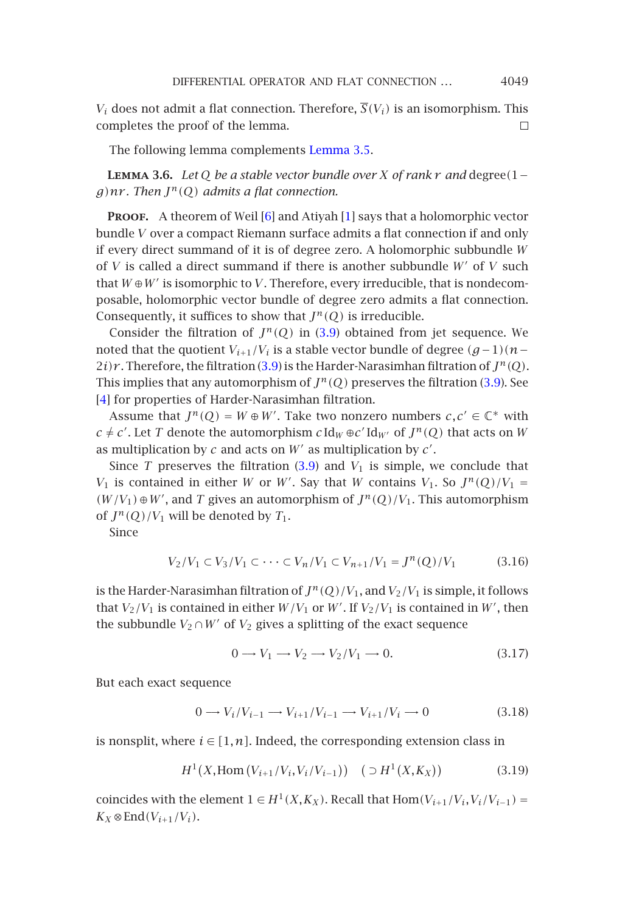$V_i$ does not admit a flat connection. Therefore, $\overline{S}(V_i)$ is an isomorphism. This completes the proof of the lemma. □

The following lemma complements Lemma 3.5.

**Lemma 3.6.** *Let $Q$ be a stable vector bundle over $X$ of rank $r$ and* degree$(1-g)nr$. *Then $J^n(Q)$ admits a flat connection.*

**Proof.** A theorem of Weil [6] and Atiyah [1] says that a holomorphic vector bundle $V$ over a compact Riemann surface admits a flat connection if and only if every direct summand of it is of degree zero. A holomorphic subbundle $W$ of $V$ is called a direct summand if there is another subbundle $W'$ of $V$ such that $W \oplus W'$ is isomorphic to $V$. Therefore, every irreducible, that is nondecomposable, holomorphic vector bundle of degree zero admits a flat connection. Consequently, it suffices to show that $J^n(Q)$ is irreducible.

Consider the filtration of $J^n(Q)$ in (3.9) obtained from jet sequence. We noted that the quotient $V_{i+1}/V_i$ is a stable vector bundle of degree $(g-1)(n-2i)r$. Therefore, the filtration (3.9) is the Harder-Narasimhan filtration of $J^n(Q)$. This implies that any automorphism of $J^n(Q)$ preserves the filtration (3.9). See [4] for properties of Harder-Narasimhan filtration.

Assume that $J^n(Q) = W \oplus W'$. Take two nonzero numbers $c, c' \in \mathbb{C}^*$ with $c \neq c'$. Let $T$ denote the automorphism $c\,\mathrm{Id}_W \oplus c'\,\mathrm{Id}_{W'}$ of $J^n(Q)$ that acts on $W$ as multiplication by $c$ and acts on $W'$ as multiplication by $c'$.

Since $T$ preserves the filtration (3.9) and $V_1$ is simple, we conclude that $V_1$ is contained in either $W$ or $W'$. Say that $W$ contains $V_1$. So $J^n(Q)/V_1 = (W/V_1) \oplus W'$, and $T$ gives an automorphism of $J^n(Q)/V_1$. This automorphism of $J^n(Q)/V_1$ will be denoted by $T_1$.

Since

$$V_2/V_1 \subset V_3/V_1 \subset \cdots \subset V_n/V_1 \subset V_{n+1}/V_1 = J^n(Q)/V_1 \tag{3.16}$$

is the Harder-Narasimhan filtration of $J^n(Q)/V_1$, and $V_2/V_1$ is simple, it follows that $V_2/V_1$ is contained in either $W/V_1$ or $W'$. If $V_2/V_1$ is contained in $W'$, then the subbundle $V_2 \cap W'$ of $V_2$ gives a splitting of the exact sequence

$$0 \longrightarrow V_1 \longrightarrow V_2 \longrightarrow V_2/V_1 \longrightarrow 0. \tag{3.17}$$

But each exact sequence

$$0 \longrightarrow V_i/V_{i-1} \longrightarrow V_{i+1}/V_{i-1} \longrightarrow V_{i+1}/V_i \longrightarrow 0 \tag{3.18}$$

is nonsplit, where $i \in [1,n]$. Indeed, the corresponding extension class in

$$H^1\big(X, \mathrm{Hom}\,(V_{i+1}/V_i, V_i/V_{i-1})\big) \quad \big(\supset H^1(X, K_X)\big) \tag{3.19}$$

coincides with the element $1 \in H^1(X, K_X)$. Recall that $\mathrm{Hom}(V_{i+1}/V_i, V_i/V_{i-1}) = K_X \otimes \mathrm{End}(V_{i+1}/V_i)$.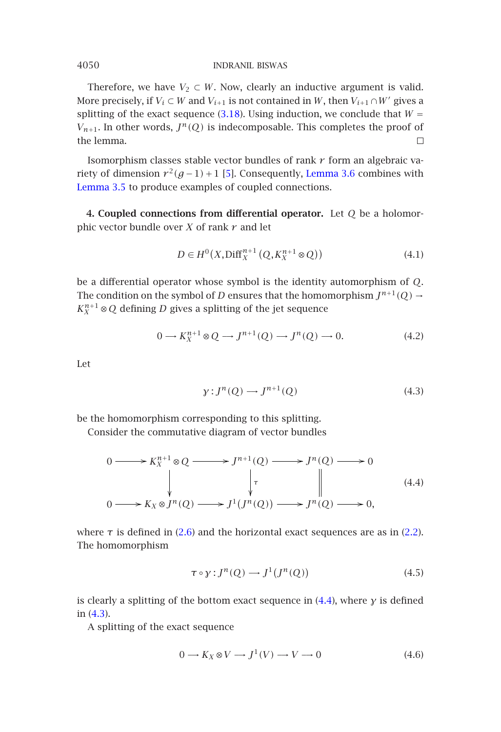Therefore, we have $V_2 \subset W$. Now, clearly an inductive argument is valid. More precisely, if $V_i \subset W$ and $V_{i+1}$ is not contained in $W$, then $V_{i+1} \cap W'$ gives a splitting of the exact sequence (3.18). Using induction, we conclude that $W = V_{n+1}$. In other words, $J^n(Q)$ is indecomposable. This completes the proof of the lemma. □

Isomorphism classes stable vector bundles of rank $r$ form an algebraic variety of dimension $r^2(g-1)+1$ [5]. Consequently, Lemma 3.6 combines with Lemma 3.5 to produce examples of coupled connections.

**4. Coupled connections from differential operator.** Let $Q$ be a holomorphic vector bundle over $X$ of rank $r$ and let

$$D \in H^0\left(X, \operatorname{Diff}_X^{n+1}\left(Q, K_X^{n+1} \otimes Q\right)\right) \tag{4.1}$$

be a differential operator whose symbol is the identity automorphism of $Q$. The condition on the symbol of $D$ ensures that the homomorphism $J^{n+1}(Q) \to K_X^{n+1} \otimes Q$ defining $D$ gives a splitting of the jet sequence

$$0 \longrightarrow K_X^{n+1} \otimes Q \longrightarrow J^{n+1}(Q) \longrightarrow J^n(Q) \longrightarrow 0. \tag{4.2}$$

Let

$$\gamma : J^n(Q) \longrightarrow J^{n+1}(Q) \tag{4.3}$$

be the homomorphism corresponding to this splitting.

Consider the commutative diagram of vector bundles

$$\begin{array}{ccccccccc}
0 & \longrightarrow & K_X^{n+1} \otimes Q & \longrightarrow & J^{n+1}(Q) & \longrightarrow & J^n(Q) & \longrightarrow & 0 \\
 & & \downarrow & & \downarrow \tau & & \| & & \\
0 & \longrightarrow & K_X \otimes J^n(Q) & \longrightarrow & J^1(J^n(Q)) & \longrightarrow & J^n(Q) & \longrightarrow & 0,
\end{array} \tag{4.4}$$

where $\tau$ is defined in (2.6) and the horizontal exact sequences are as in (2.2). The homomorphism

$$\tau \circ \gamma : J^n(Q) \longrightarrow J^1(J^n(Q)) \tag{4.5}$$

is clearly a splitting of the bottom exact sequence in (4.4), where $\gamma$ is defined in (4.3).

A splitting of the exact sequence

$$0 \longrightarrow K_X \otimes V \longrightarrow J^1(V) \longrightarrow V \longrightarrow 0 \tag{4.6}$$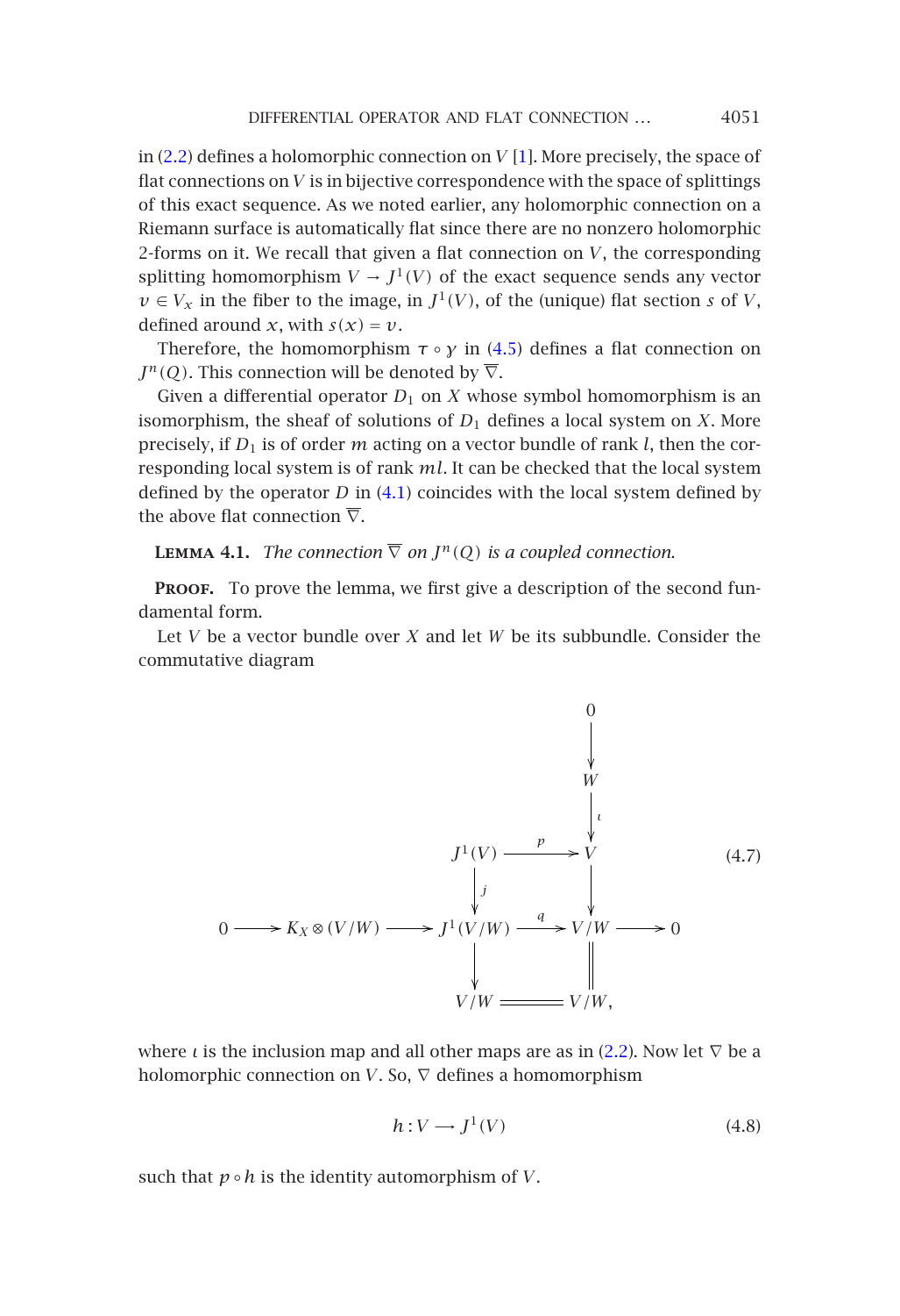in (2.2) defines a holomorphic connection on $V$ [1]. More precisely, the space of flat connections on $V$ is in bijective correspondence with the space of splittings of this exact sequence. As we noted earlier, any holomorphic connection on a Riemann surface is automatically flat since there are no nonzero holomorphic 2-forms on it. We recall that given a flat connection on $V$, the corresponding splitting homomorphism $V \to J^1(V)$ of the exact sequence sends any vector $v \in V_x$ in the fiber to the image, in $J^1(V)$, of the (unique) flat section $s$ of $V$, defined around $x$, with $s(x) = v$.

Therefore, the homomorphism $\tau \circ \gamma$ in (4.5) defines a flat connection on $J^n(Q)$. This connection will be denoted by $\overline{\nabla}$.

Given a differential operator $D_1$ on $X$ whose symbol homomorphism is an isomorphism, the sheaf of solutions of $D_1$ defines a local system on $X$. More precisely, if $D_1$ is of order $m$ acting on a vector bundle of rank $l$, then the corresponding local system is of rank $ml$. It can be checked that the local system defined by the operator $D$ in (4.1) coincides with the local system defined by the above flat connection $\overline{\nabla}$.

**Lemma 4.1.** *The connection $\overline{\nabla}$ on $J^n(Q)$ is a coupled connection.*

**Proof.** To prove the lemma, we first give a description of the second fundamental form.

Let $V$ be a vector bundle over $X$ and let $W$ be its subbundle. Consider the commutative diagram

$$
\begin{array}{ccccccccc}
 & & & & & & 0 & & \\
 & & & & & & \downarrow & & \\
 & & & & & & W & & \\
 & & & & & & \downarrow \iota & & \\
 & & & & J^1(V) & \xrightarrow{p} & V & & \\
 & & & & \downarrow j & & \downarrow & & \\
0 & \longrightarrow & K_X \otimes (V/W) & \longrightarrow & J^1(V/W) & \xrightarrow{q} & V/W & \longrightarrow & 0 \\
 & & & & \downarrow & & \| & & \\
 & & & & V/W & = & V/W, & &
\end{array}
\tag{4.7}
$$

where $\iota$ is the inclusion map and all other maps are as in (2.2). Now let $\nabla$ be a holomorphic connection on $V$. So, $\nabla$ defines a homomorphism

$$
h : V \longrightarrow J^1(V) \tag{4.8}
$$

such that $p \circ h$ is the identity automorphism of $V$.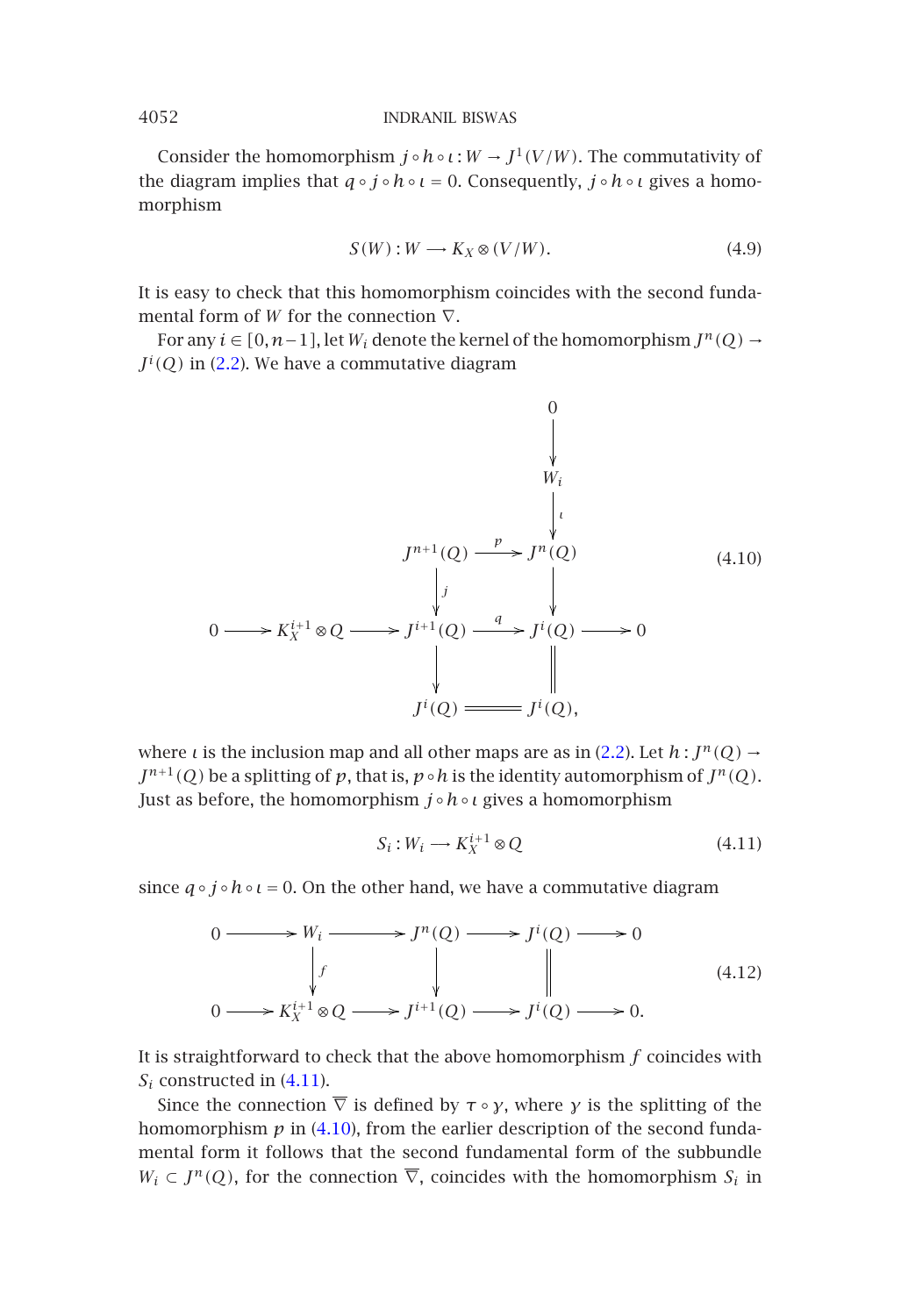Consider the homomorphism $j \circ h \circ \iota : W \to J^1(V/W)$. The commutativity of the diagram implies that $q \circ j \circ h \circ \iota = 0$. Consequently, $j \circ h \circ \iota$ gives a homomorphism

$$S(W) : W \longrightarrow K_X \otimes (V/W). \tag{4.9}$$

It is easy to check that this homomorphism coincides with the second fundamental form of $W$ for the connection $\nabla$.

For any $i \in [0, n-1]$, let $W_i$ denote the kernel of the homomorphism $J^n(Q) \to J^i(Q)$ in (2.2). We have a commutative diagram

$$\begin{array}{ccccccccc}
 & & & & & & 0 & & \\
 & & & & & & \downarrow & & \\
 & & & & & & W_i & & \\
 & & & & & & \downarrow \iota & & \\
 & & & & J^{n+1}(Q) & \xrightarrow{p} & J^n(Q) & & \\
 & & & & \downarrow j & & \downarrow & & \\
0 & \longrightarrow & K_X^{i+1} \otimes Q & \longrightarrow & J^{i+1}(Q) & \xrightarrow{q} & J^i(Q) & \longrightarrow & 0 \\
 & & & & \downarrow & & \| & & \\
 & & & & J^i(Q) & = & J^i(Q), & &
\end{array} \tag{4.10}$$

where $\iota$ is the inclusion map and all other maps are as in (2.2). Let $h : J^n(Q) \to J^{n+1}(Q)$ be a splitting of $p$, that is, $p \circ h$ is the identity automorphism of $J^n(Q)$. Just as before, the homomorphism $j \circ h \circ \iota$ gives a homomorphism

$$S_i : W_i \longrightarrow K_X^{i+1} \otimes Q \tag{4.11}$$

since $q \circ j \circ h \circ \iota = 0$. On the other hand, we have a commutative diagram

$$\begin{array}{ccccccccc}
0 & \longrightarrow & W_i & \longrightarrow & J^n(Q) & \longrightarrow & J^i(Q) & \longrightarrow & 0 \\
 & & \downarrow f & & \downarrow & & \| & & \\
0 & \longrightarrow & K_X^{i+1} \otimes Q & \longrightarrow & J^{i+1}(Q) & \longrightarrow & J^i(Q) & \longrightarrow & 0.
\end{array} \tag{4.12}$$

It is straightforward to check that the above homomorphism $f$ coincides with $S_i$ constructed in (4.11).

Since the connection $\overline{\nabla}$ is defined by $\tau \circ \gamma$, where $\gamma$ is the splitting of the homomorphism $p$ in (4.10), from the earlier description of the second fundamental form it follows that the second fundamental form of the subbundle $W_i \subset J^n(Q)$, for the connection $\overline{\nabla}$, coincides with the homomorphism $S_i$ in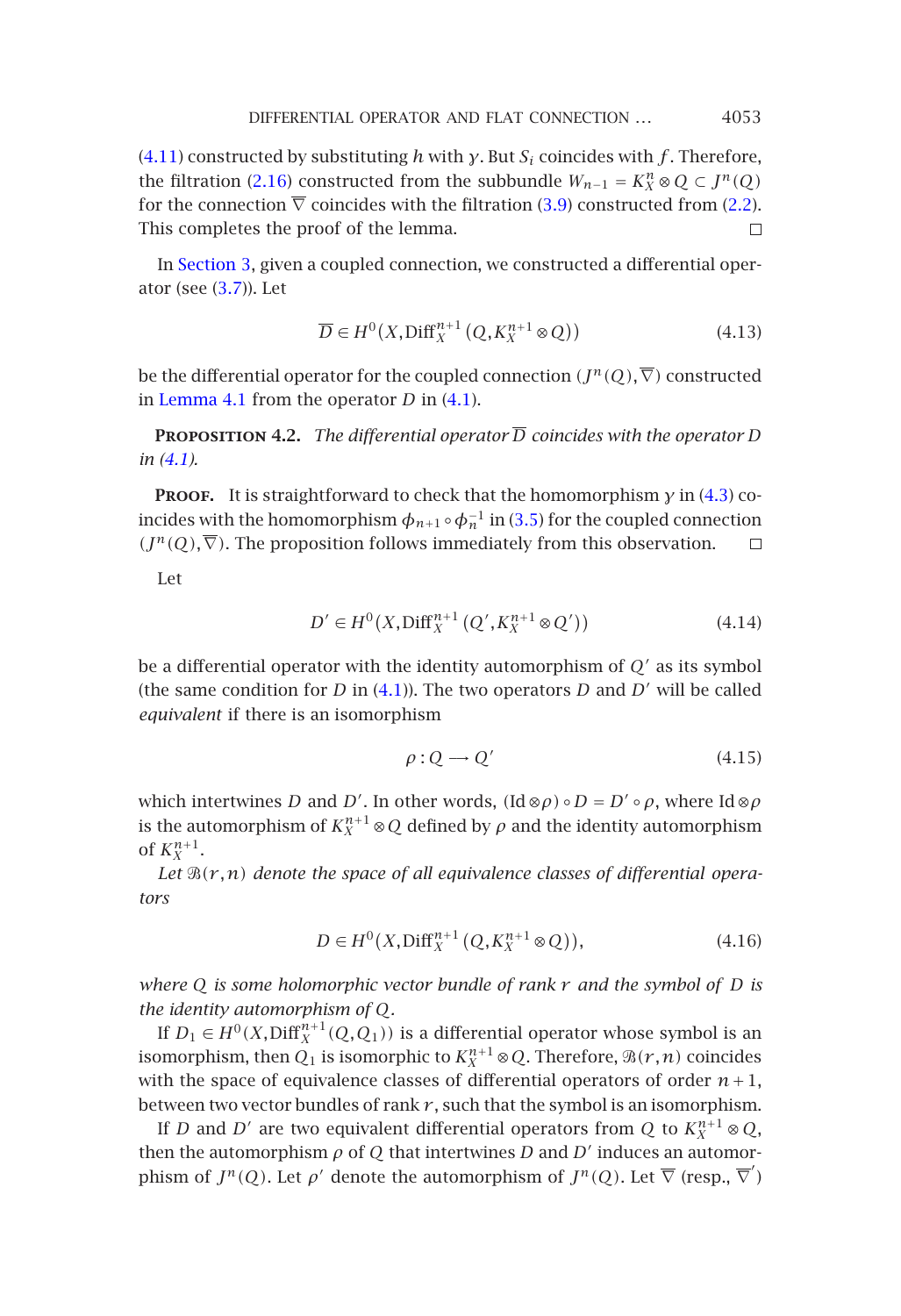(4.11) constructed by substituting $h$ with $\gamma$. But $S_i$ coincides with $f$. Therefore, the filtration (2.16) constructed from the subbundle $W_{n-1} = K_X^n \otimes Q \subset J^n(Q)$ for the connection $\overline{\nabla}$ coincides with the filtration (3.9) constructed from (2.2). This completes the proof of the lemma. □

In Section 3, given a coupled connection, we constructed a differential operator (see (3.7)). Let

$$\overline{D} \in H^0(X, \mathrm{Diff}_X^{n+1}(Q, K_X^{n+1} \otimes Q)) \tag{4.13}$$

be the differential operator for the coupled connection $(J^n(Q), \overline{\nabla})$ constructed in Lemma 4.1 from the operator $D$ in (4.1).

**Proposition 4.2.** *The differential operator $\overline{D}$ coincides with the operator $D$ in (4.1).*

**Proof.** It is straightforward to check that the homomorphism $\gamma$ in (4.3) coincides with the homomorphism $\phi_{n+1} \circ \phi_n^{-1}$ in (3.5) for the coupled connection $(J^n(Q), \overline{\nabla})$. The proposition follows immediately from this observation. □

Let

$$D' \in H^0(X, \mathrm{Diff}_X^{n+1}(Q', K_X^{n+1} \otimes Q')) \tag{4.14}$$

be a differential operator with the identity automorphism of $Q'$ as its symbol (the same condition for $D$ in (4.1)). The two operators $D$ and $D'$ will be called *equivalent* if there is an isomorphism

$$\rho : Q \longrightarrow Q' \tag{4.15}$$

which intertwines $D$ and $D'$. In other words, $(\mathrm{Id} \otimes \rho) \circ D = D' \circ \rho$, where $\mathrm{Id} \otimes \rho$ is the automorphism of $K_X^{n+1} \otimes Q$ defined by $\rho$ and the identity automorphism of $K_X^{n+1}$.

*Let $\mathcal{B}(r,n)$ denote the space of all equivalence classes of differential operators*

$$D \in H^0(X, \mathrm{Diff}_X^{n+1}(Q, K_X^{n+1} \otimes Q)), \tag{4.16}$$

*where $Q$ is some holomorphic vector bundle of rank $r$ and the symbol of $D$ is the identity automorphism of $Q$.*

If $D_1 \in H^0(X, \mathrm{Diff}_X^{n+1}(Q, Q_1))$ is a differential operator whose symbol is an isomorphism, then $Q_1$ is isomorphic to $K_X^{n+1} \otimes Q$. Therefore, $\mathcal{B}(r,n)$ coincides with the space of equivalence classes of differential operators of order $n+1$, between two vector bundles of rank $r$, such that the symbol is an isomorphism.

If $D$ and $D'$ are two equivalent differential operators from $Q$ to $K_X^{n+1} \otimes Q$, then the automorphism $\rho$ of $Q$ that intertwines $D$ and $D'$ induces an automorphism of $J^n(Q)$. Let $\rho'$ denote the automorphism of $J^n(Q)$. Let $\overline{\nabla}$ (resp., $\overline{\nabla}'$)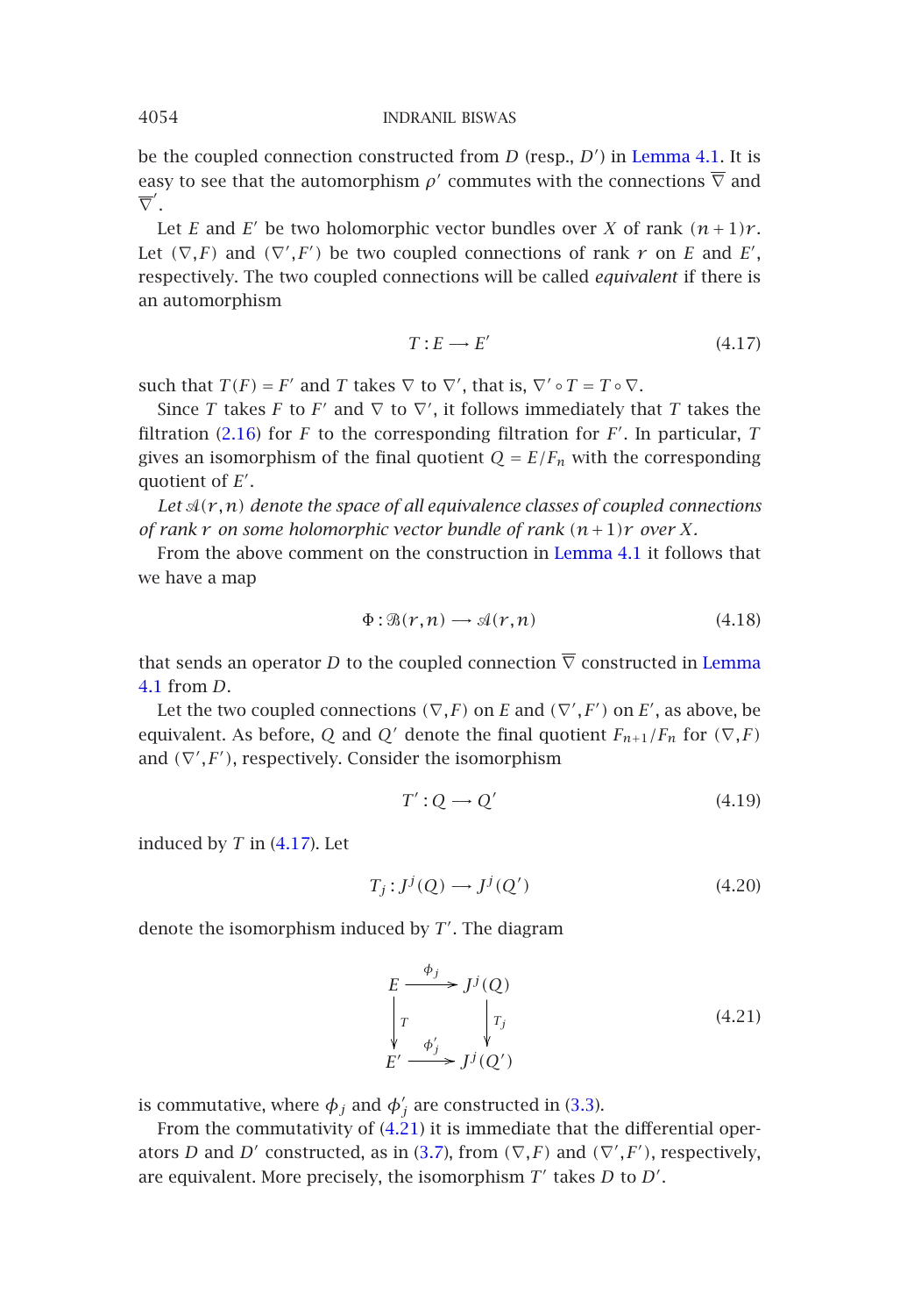be the coupled connection constructed from $D$ (resp., $D'$) in Lemma 4.1. It is easy to see that the automorphism $\rho'$ commutes with the connections $\overline{\nabla}$ and $\overline{\nabla}'$.

Let $E$ and $E'$ be two holomorphic vector bundles over $X$ of rank $(n+1)r$. Let $(\nabla, F)$ and $(\nabla', F')$ be two coupled connections of rank $r$ on $E$ and $E'$, respectively. The two coupled connections will be called *equivalent* if there is an automorphism

$$T : E \longrightarrow E' \tag{4.17}$$

such that $T(F) = F'$ and $T$ takes $\nabla$ to $\nabla'$, that is, $\nabla' \circ T = T \circ \nabla$.

Since $T$ takes $F$ to $F'$ and $\nabla$ to $\nabla'$, it follows immediately that $T$ takes the filtration (2.16) for $F$ to the corresponding filtration for $F'$. In particular, $T$ gives an isomorphism of the final quotient $Q = E/F_n$ with the corresponding quotient of $E'$.

*Let $\mathcal{A}(r,n)$ denote the space of all equivalence classes of coupled connections of rank $r$ on some holomorphic vector bundle of rank $(n+1)r$ over $X$.*

From the above comment on the construction in Lemma 4.1 it follows that we have a map

$$\Phi : \mathcal{B}(r,n) \longrightarrow \mathcal{A}(r,n) \tag{4.18}$$

that sends an operator $D$ to the coupled connection $\overline{\nabla}$ constructed in Lemma 4.1 from $D$.

Let the two coupled connections $(\nabla, F)$ on $E$ and $(\nabla', F')$ on $E'$, as above, be equivalent. As before, $Q$ and $Q'$ denote the final quotient $F_{n+1}/F_n$ for $(\nabla, F)$ and $(\nabla', F')$, respectively. Consider the isomorphism

$$T' : Q \longrightarrow Q' \tag{4.19}$$

induced by $T$ in (4.17). Let

$$T_j : J^j(Q) \longrightarrow J^j(Q') \tag{4.20}$$

denote the isomorphism induced by $T'$. The diagram

$$\begin{array}{ccc} E & \xrightarrow{\phi_j} & J^j(Q) \\ \Big\downarrow{\scriptstyle T} & & \Big\downarrow{\scriptstyle T_j} \\ E' & \xrightarrow{\phi'_j} & J^j(Q') \end{array} \tag{4.21}$$

is commutative, where $\phi_j$ and $\phi'_j$ are constructed in (3.3).

From the commutativity of (4.21) it is immediate that the differential operators $D$ and $D'$ constructed, as in (3.7), from $(\nabla, F)$ and $(\nabla', F')$, respectively, are equivalent. More precisely, the isomorphism $T'$ takes $D$ to $D'$.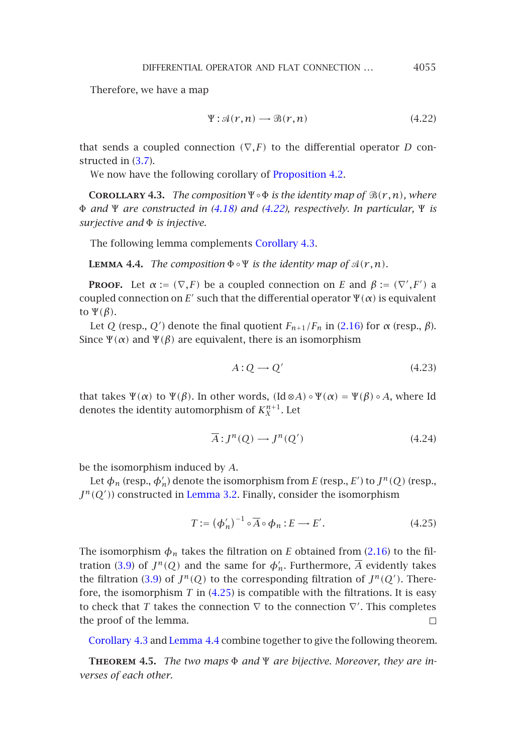Therefore, we have a map

$$\Psi : \mathcal{A}(r,n) \longrightarrow \mathcal{B}(r,n) \tag{4.22}$$

that sends a coupled connection $(\nabla, F)$ to the differential operator $D$ constructed in (3.7).

We now have the following corollary of Proposition 4.2.

**Corollary 4.3.** *The composition $\Psi \circ \Phi$ is the identity map of $\mathcal{B}(r,n)$, where $\Phi$ and $\Psi$ are constructed in (4.18) and (4.22), respectively. In particular, $\Psi$ is surjective and $\Phi$ is injective.*

The following lemma complements Corollary 4.3.

**Lemma 4.4.** *The composition $\Phi \circ \Psi$ is the identity map of $\mathcal{A}(r,n)$.*

**Proof.** Let $\alpha := (\nabla, F)$ be a coupled connection on $E$ and $\beta := (\nabla', F')$ a coupled connection on $E'$ such that the differential operator $\Psi(\alpha)$ is equivalent to $\Psi(\beta)$.

Let $Q$ (resp., $Q'$) denote the final quotient $F_{n+1}/F_n$ in (2.16) for $\alpha$ (resp., $\beta$). Since $\Psi(\alpha)$ and $\Psi(\beta)$ are equivalent, there is an isomorphism

$$A : Q \longrightarrow Q' \tag{4.23}$$

that takes $\Psi(\alpha)$ to $\Psi(\beta)$. In other words, $(\mathrm{Id} \otimes A) \circ \Psi(\alpha) = \Psi(\beta) \circ A$, where Id denotes the identity automorphism of $K_X^{n+1}$. Let

$$\overline{A} : J^n(Q) \longrightarrow J^n(Q') \tag{4.24}$$

be the isomorphism induced by $A$.

Let $\phi_n$ (resp., $\phi'_n$) denote the isomorphism from $E$ (resp., $E'$) to $J^n(Q)$ (resp., $J^n(Q')$) constructed in Lemma 3.2. Finally, consider the isomorphism

$$T := (\phi'_n)^{-1} \circ \overline{A} \circ \phi_n : E \longrightarrow E'. \tag{4.25}$$

The isomorphism $\phi_n$ takes the filtration on $E$ obtained from (2.16) to the filtration (3.9) of $J^n(Q)$ and the same for $\phi'_n$. Furthermore, $\overline{A}$ evidently takes the filtration (3.9) of $J^n(Q)$ to the corresponding filtration of $J^n(Q')$. Therefore, the isomorphism $T$ in (4.25) is compatible with the filtrations. It is easy to check that $T$ takes the connection $\nabla$ to the connection $\nabla'$. This completes the proof of the lemma. □

Corollary 4.3 and Lemma 4.4 combine together to give the following theorem.

**Theorem 4.5.** *The two maps $\Phi$ and $\Psi$ are bijective. Moreover, they are inverses of each other.*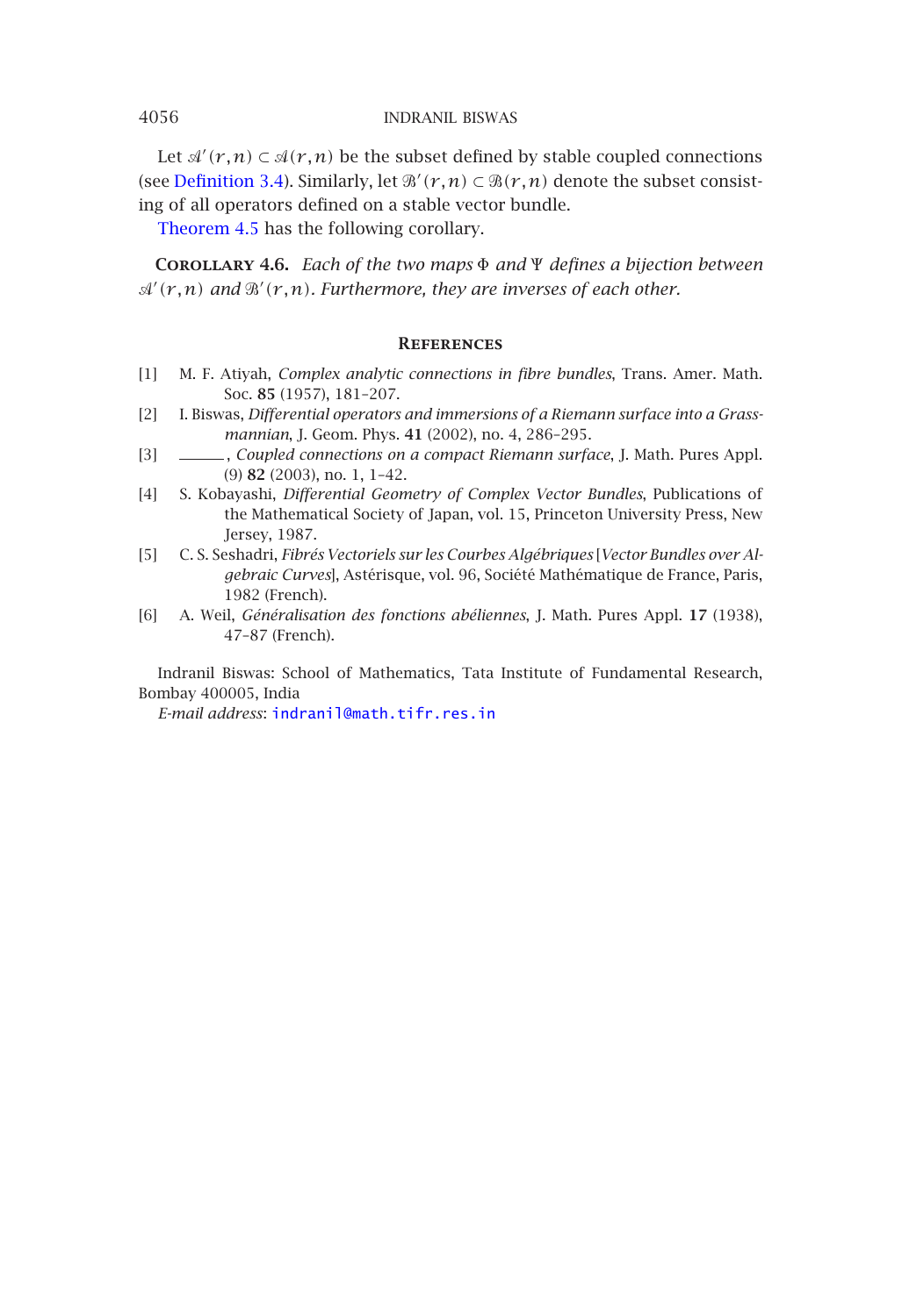Let $\mathcal{A}'(r,n) \subset \mathcal{A}(r,n)$ be the subset defined by stable coupled connections (see Definition 3.4). Similarly, let $\mathcal{B}'(r,n) \subset \mathcal{B}(r,n)$ denote the subset consisting of all operators defined on a stable vector bundle.

Theorem 4.5 has the following corollary.

**Corollary 4.6.** *Each of the two maps $\Phi$ and $\Psi$ defines a bijection between $\mathcal{A}'(r,n)$ and $\mathcal{B}'(r,n)$. Furthermore, they are inverses of each other.*

## References

[1] M. F. Atiyah, *Complex analytic connections in fibre bundles*, Trans. Amer. Math. Soc. **85** (1957), 181–207.

[2] I. Biswas, *Differential operators and immersions of a Riemann surface into a Grassmannian*, J. Geom. Phys. **41** (2002), no. 4, 286–295.

[3] ______, *Coupled connections on a compact Riemann surface*, J. Math. Pures Appl. (9) **82** (2003), no. 1, 1–42.

[4] S. Kobayashi, *Differential Geometry of Complex Vector Bundles*, Publications of the Mathematical Society of Japan, vol. 15, Princeton University Press, New Jersey, 1987.

[5] C. S. Seshadri, *Fibrés Vectoriels sur les Courbes Algébriques* [*Vector Bundles over Algebraic Curves*], Astérisque, vol. 96, Société Mathématique de France, Paris, 1982 (French).

[6] A. Weil, *Généralisation des fonctions abéliennes*, J. Math. Pures Appl. **17** (1938), 47–87 (French).

Indranil Biswas: School of Mathematics, Tata Institute of Fundamental Research, Bombay 400005, India

*E-mail address*: indranil@math.tifr.res.in